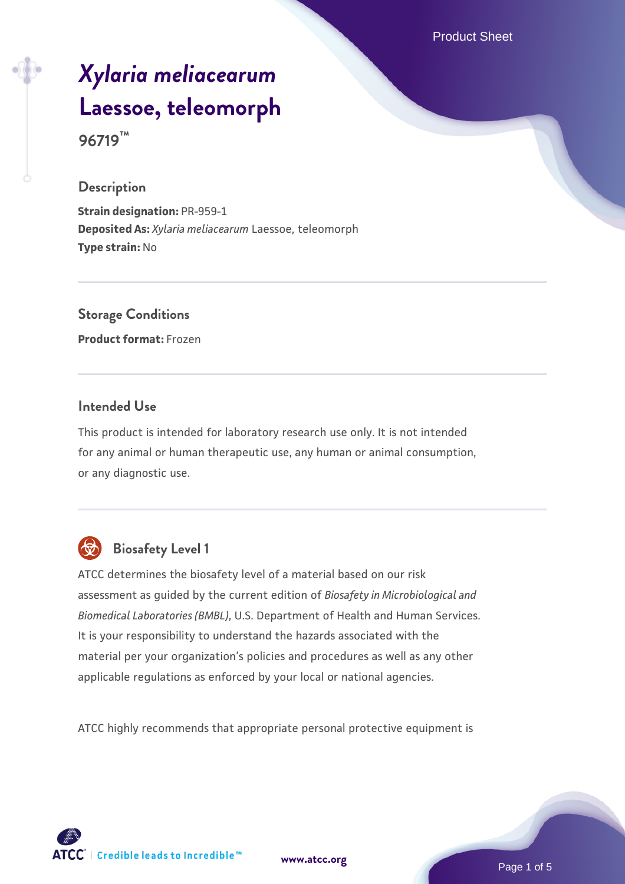# *Xylaria meliacearum* Laessoe, teleomorph

**96719™**

## Description

**Strain designation:** PR-959-1
**Deposited As:** *Xylaria meliacearum* Laessoe, teleomorph
**Type strain:** No

## Storage Conditions

**Product format:** Frozen

## Intended Use

This product is intended for laboratory research use only. It is not intended for any animal or human therapeutic use, any human or animal consumption, or any diagnostic use.

## Biosafety Level 1

ATCC determines the biosafety level of a material based on our risk assessment as guided by the current edition of *Biosafety in Microbiological and Biomedical Laboratories (BMBL)*, U.S. Department of Health and Human Services. It is your responsibility to understand the hazards associated with the material per your organization's policies and procedures as well as any other applicable regulations as enforced by your local or national agencies.

ATCC highly recommends that appropriate personal protective equipment is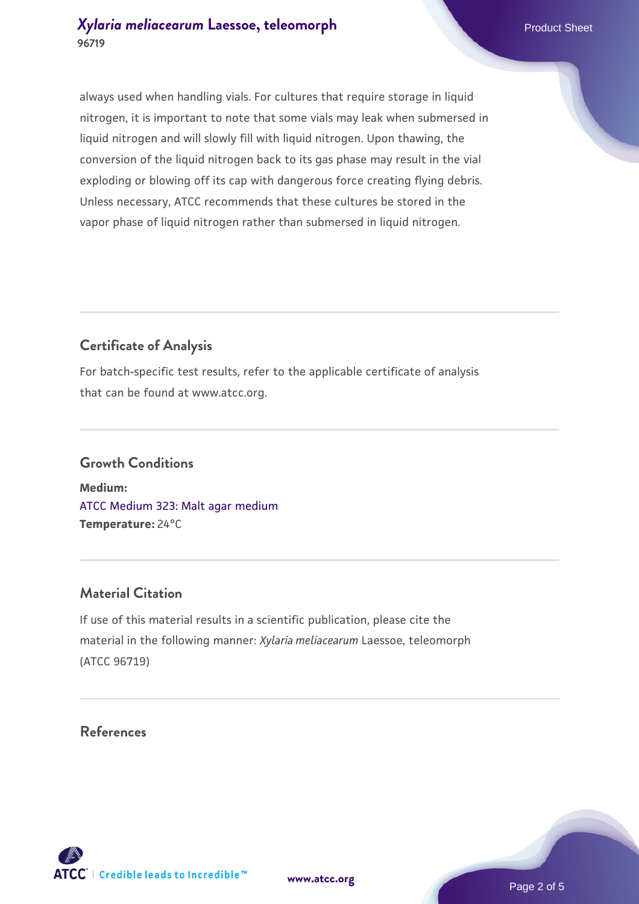always used when handling vials. For cultures that require storage in liquid nitrogen, it is important to note that some vials may leak when submersed in liquid nitrogen and will slowly fill with liquid nitrogen. Upon thawing, the conversion of the liquid nitrogen back to its gas phase may result in the vial exploding or blowing off its cap with dangerous force creating flying debris. Unless necessary, ATCC recommends that these cultures be stored in the vapor phase of liquid nitrogen rather than submersed in liquid nitrogen.

## Certificate of Analysis

For batch-specific test results, refer to the applicable certificate of analysis that can be found at www.atcc.org.

## Growth Conditions

**Medium:**
ATCC Medium 323: Malt agar medium
**Temperature:** 24°C

## Material Citation

If use of this material results in a scientific publication, please cite the material in the following manner: *Xylaria meliacearum* Laessoe, teleomorph (ATCC 96719)

## References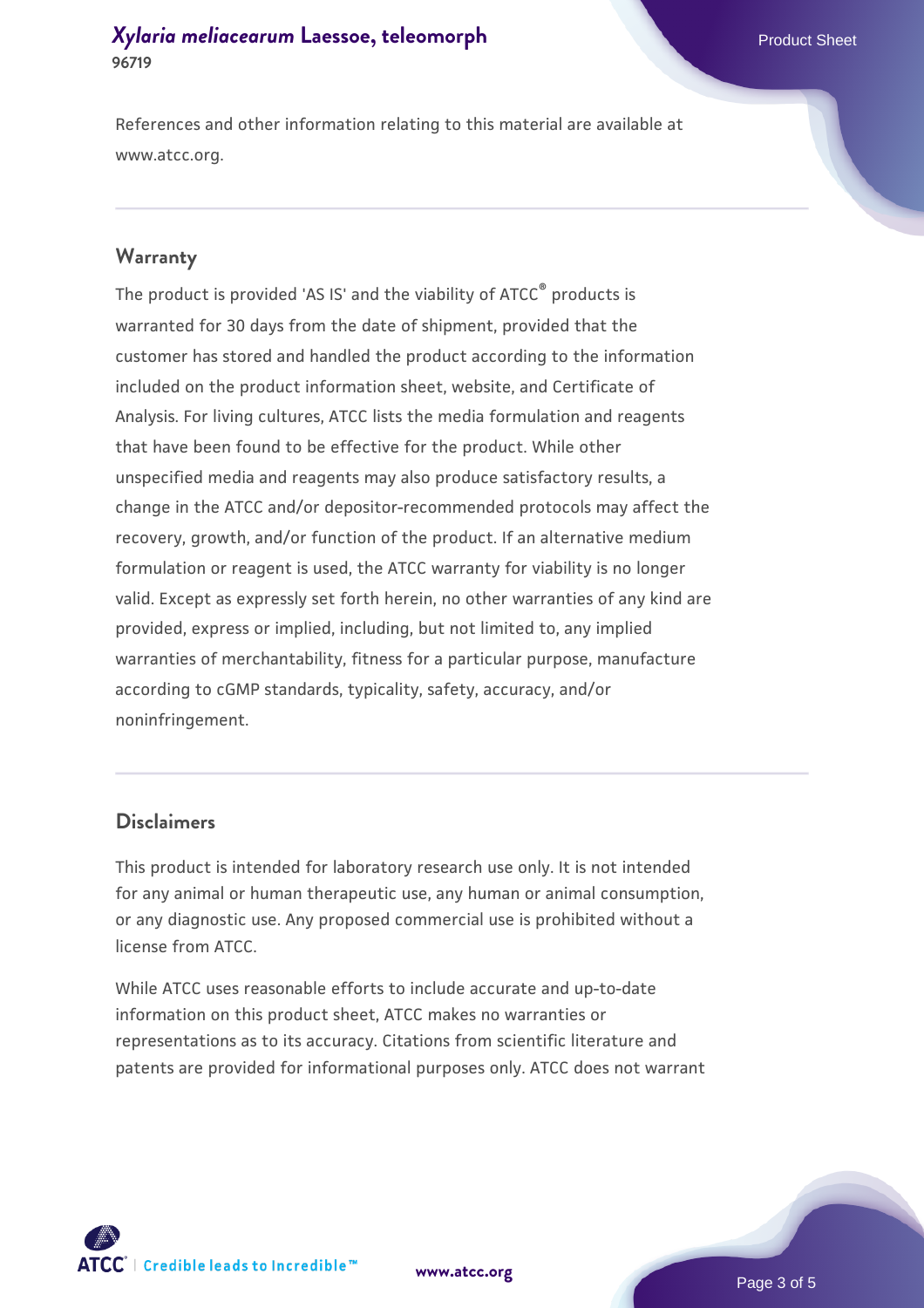References and other information relating to this material are available at www.atcc.org.

## Warranty

The product is provided 'AS IS' and the viability of ATCC® products is warranted for 30 days from the date of shipment, provided that the customer has stored and handled the product according to the information included on the product information sheet, website, and Certificate of Analysis. For living cultures, ATCC lists the media formulation and reagents that have been found to be effective for the product. While other unspecified media and reagents may also produce satisfactory results, a change in the ATCC and/or depositor-recommended protocols may affect the recovery, growth, and/or function of the product. If an alternative medium formulation or reagent is used, the ATCC warranty for viability is no longer valid. Except as expressly set forth herein, no other warranties of any kind are provided, express or implied, including, but not limited to, any implied warranties of merchantability, fitness for a particular purpose, manufacture according to cGMP standards, typicality, safety, accuracy, and/or noninfringement.

## Disclaimers

This product is intended for laboratory research use only. It is not intended for any animal or human therapeutic use, any human or animal consumption, or any diagnostic use. Any proposed commercial use is prohibited without a license from ATCC.

While ATCC uses reasonable efforts to include accurate and up-to-date information on this product sheet, ATCC makes no warranties or representations as to its accuracy. Citations from scientific literature and patents are provided for informational purposes only. ATCC does not warrant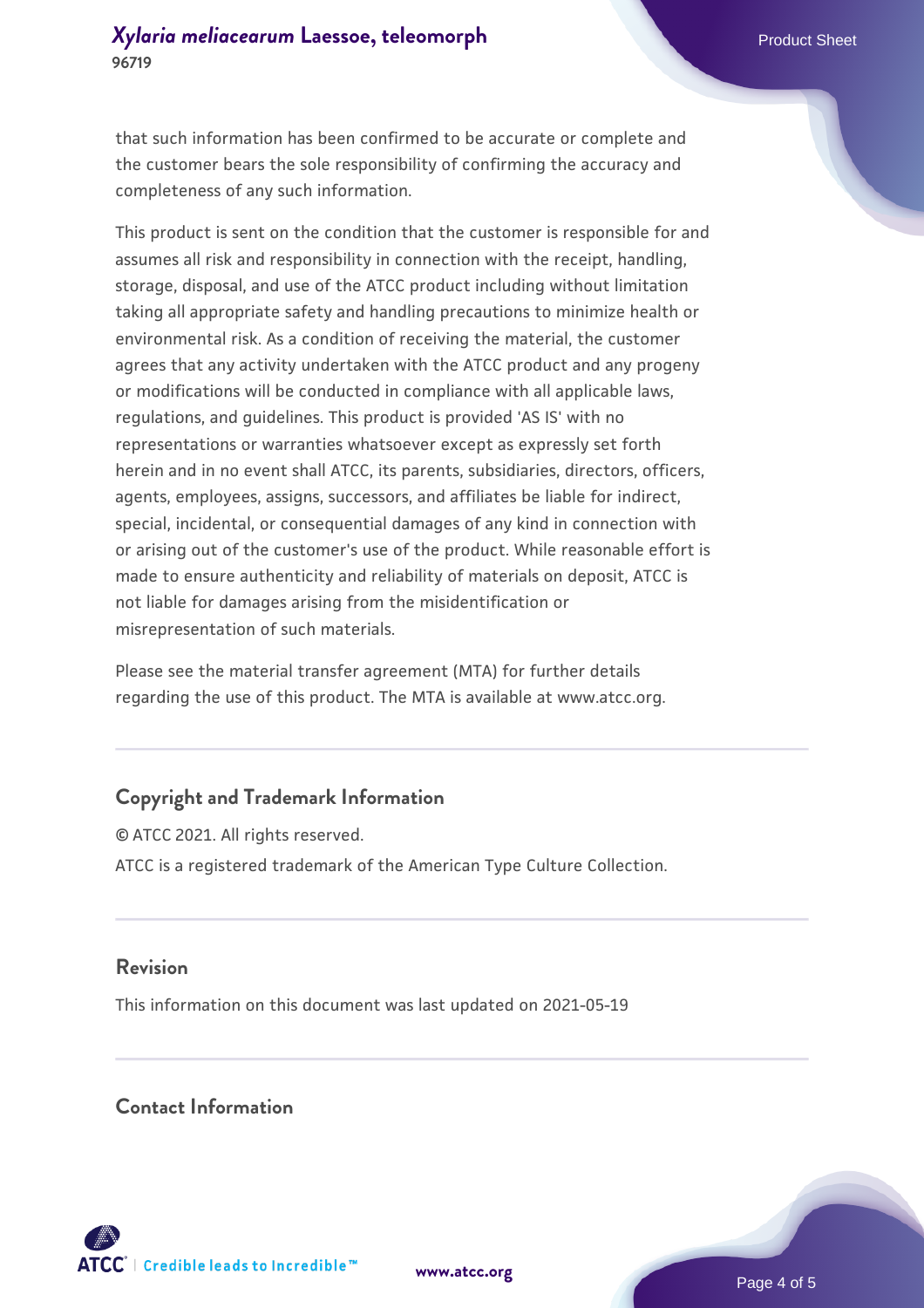that such information has been confirmed to be accurate or complete and the customer bears the sole responsibility of confirming the accuracy and completeness of any such information.

This product is sent on the condition that the customer is responsible for and assumes all risk and responsibility in connection with the receipt, handling, storage, disposal, and use of the ATCC product including without limitation taking all appropriate safety and handling precautions to minimize health or environmental risk. As a condition of receiving the material, the customer agrees that any activity undertaken with the ATCC product and any progeny or modifications will be conducted in compliance with all applicable laws, regulations, and guidelines. This product is provided 'AS IS' with no representations or warranties whatsoever except as expressly set forth herein and in no event shall ATCC, its parents, subsidiaries, directors, officers, agents, employees, assigns, successors, and affiliates be liable for indirect, special, incidental, or consequential damages of any kind in connection with or arising out of the customer's use of the product. While reasonable effort is made to ensure authenticity and reliability of materials on deposit, ATCC is not liable for damages arising from the misidentification or misrepresentation of such materials.

Please see the material transfer agreement (MTA) for further details regarding the use of this product. The MTA is available at www.atcc.org.

## Copyright and Trademark Information

© ATCC 2021. All rights reserved.

ATCC is a registered trademark of the American Type Culture Collection.

## Revision

This information on this document was last updated on 2021-05-19

## Contact Information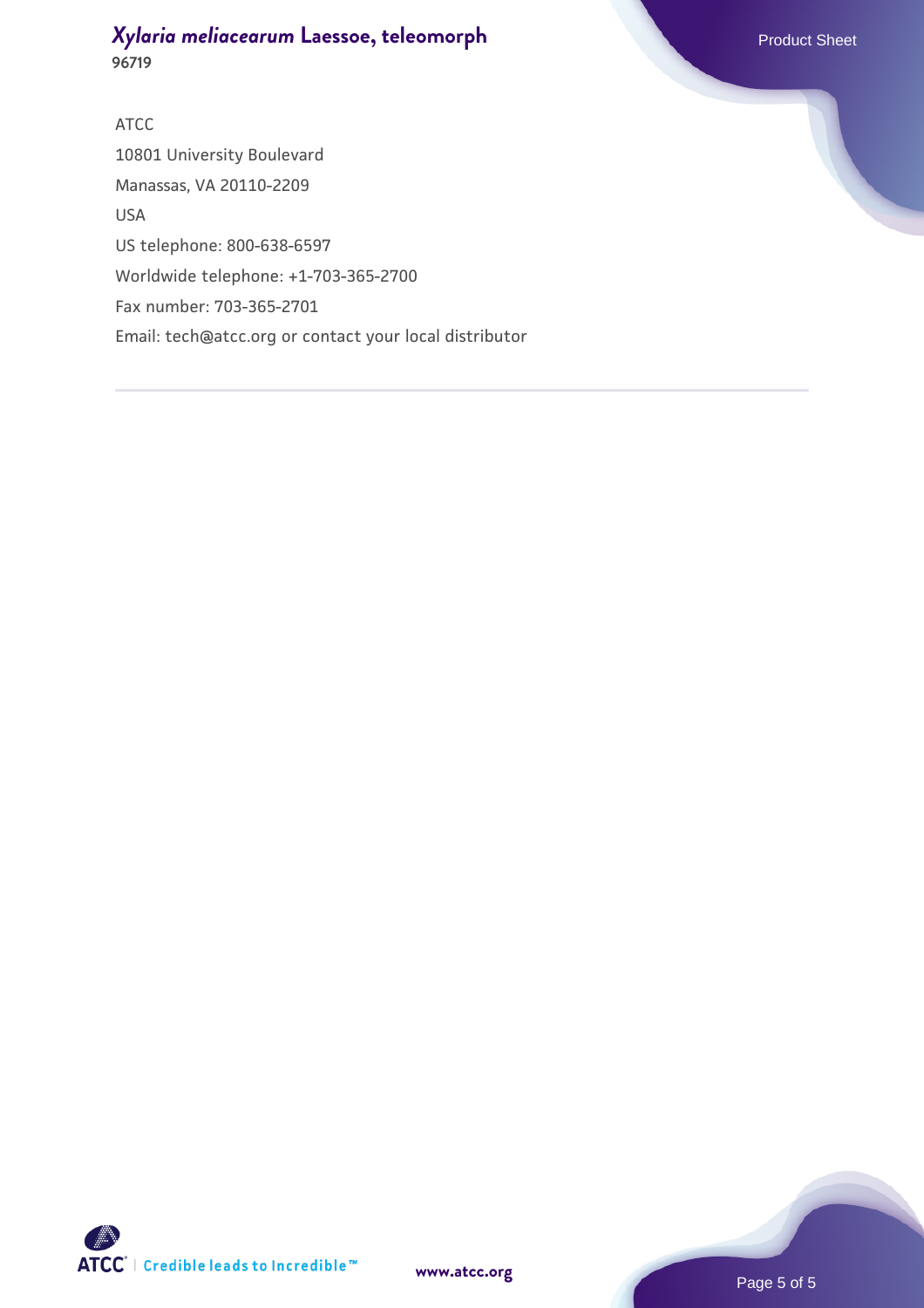ATCC

10801 University Boulevard

Manassas, VA 20110-2209

USA

US telephone: 800-638-6597

Worldwide telephone: +1-703-365-2700

Fax number: 703-365-2701

Email: tech@atcc.org or contact your local distributor